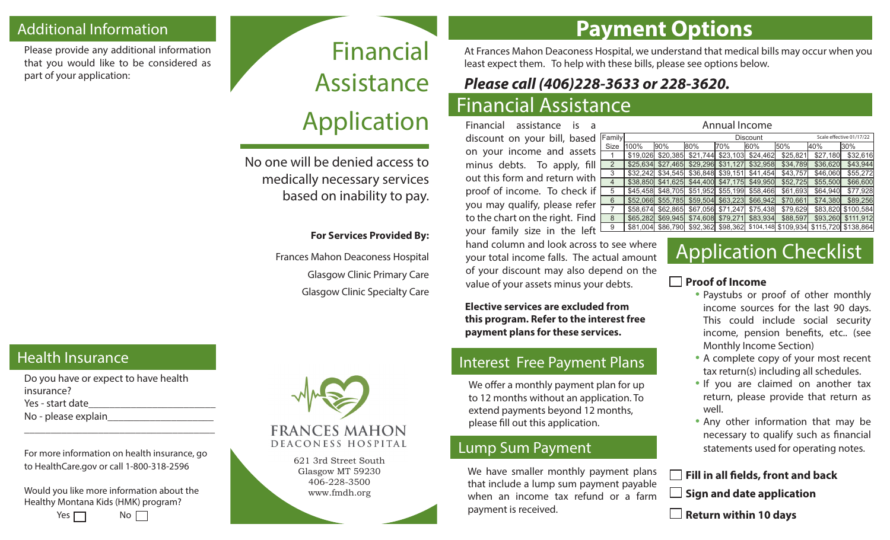## Additional Information

Please provide any additional information that you would like to be considered as part of your application:

## Health Insurance

Do you have or expect to have health insurance?

Yes - start date________________________

No - please explain____________________

____________________________________

For more information on health insurance, go to HealthCare.gov or call 1-800-318-2596

Would you like more information about the Healthy Montana Kids (HMK) program?

Yes ☐ No ☐

# Financial Assistance Application

No one will be denied access to medically necessary services based on inability to pay.

**For Services Provided By:**

Frances Mahon Deaconess Hospital

Glasgow Clinic Primary Care

Glasgow Clinic Specialty Care

FRANCES MAHON
DEACONESS HOSPITAL

621 3rd Street South
Glasgow MT 59230
406-228-3500
www.fmdh.org

# Payment Options

At Frances Mahon Deaconess Hospital, we understand that medical bills may occur when you least expect them. To help with these bills, please see options below.

***Please call (406)228-3633 or 228-3620.***

## Financial Assistance

Financial assistance is a discount on your bill, based on your income and assets minus debts. To apply, fill out this form and return with proof of income. To check if you may qualify, please refer to the chart on the right. Find your family size in the left hand column and look across to see where your total income falls. The actual amount of your discount may also depend on the value of your assets minus your debts.

Annual Income

| Family | Discount | | | | | | Scale effective 01/17/22 | |
|---|---|---|---|---|---|---|---|---|
| Size | 100% | 90% | 80% | 70% | 60% | 50% | 40% | 30% |
| 1 | $19,026 | $20,385 | $21,744 | $23,103 | $24,462 | $25,821 | $27,180 | $32,616 |
| 2 | $25,634 | $27,465 | $29,296 | $31,127 | $32,958 | $34,789 | $36,620 | $43,944 |
| 3 | $32,242 | $34,545 | $36,848 | $39,151 | $41,454 | $43,757 | $46,060 | $55,272 |
| 4 | $38,850 | $41,625 | $44,400 | $47,175 | $49,950 | $52,725 | $55,500 | $66,600 |
| 5 | $45,458 | $48,705 | $51,952 | $55,199 | $58,466 | $61,693 | $64,940 | $77,928 |
| 6 | $52,066 | $55,785 | $59,504 | $63,223 | $66,942 | $70,661 | $74,380 | $89,256 |
| 7 | $58,674 | $62,865 | $67,056 | $71,247 | $75,438 | $79,629 | $83,820 | $100,584 |
| 8 | $65,282 | $69,945 | $74,608 | $79,271 | $83,934 | $88,597 | $93,260 | $111,912 |
| 9 | $81,004 | $86,790 | $92,362 | $98,362 | $104,148 | $109,934 | $115,720 | $138,864 |

**Elective services are excluded from this program. Refer to the interest free payment plans for these services.**

## Interest Free Payment Plans

We offer a monthly payment plan for up to 12 months without an application. To extend payments beyond 12 months, please fill out this application.

## Lump Sum Payment

We have smaller monthly payment plans that include a lump sum payment payable when an income tax refund or a farm payment is received.

## Application Checklist

☐ **Proof of Income**

- Paystubs or proof of other monthly income sources for the last 90 days. This could include social security income, pension benefits, etc.. (see Monthly Income Section)
- A complete copy of your most recent tax return(s) including all schedules.
- If you are claimed on another tax return, please provide that return as well.
- Any other information that may be necessary to qualify such as financial statements used for operating notes.

☐ **Fill in all fields, front and back**

☐ **Sign and date application**

☐ **Return within 10 days**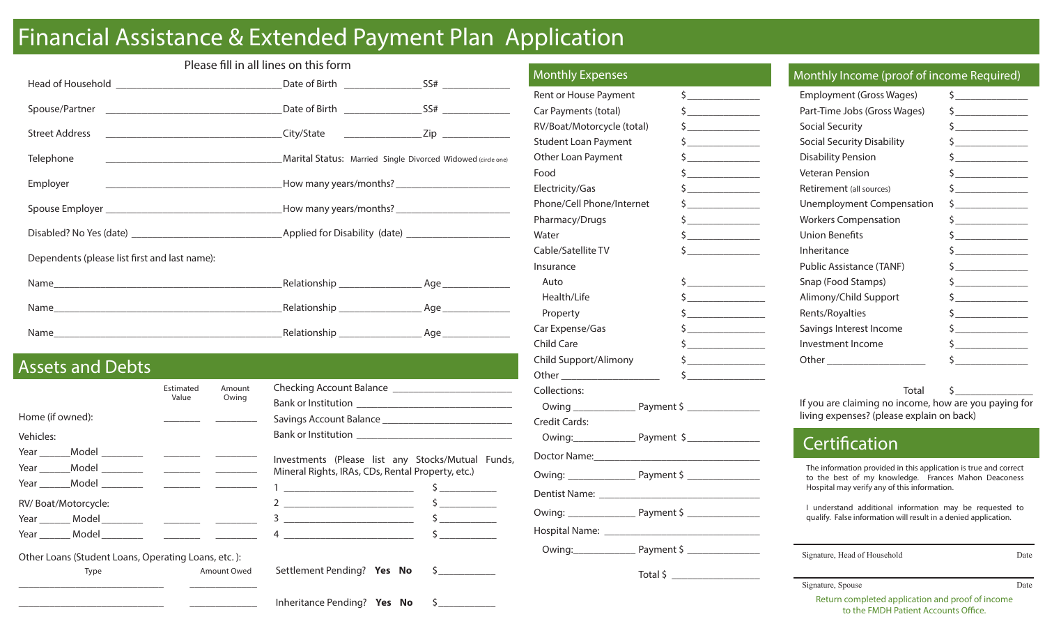# Financial Assistance & Extended Payment Plan Application

Please fill in all lines on this form

Head of Household ______________________________ Date of Birth ______________ SS# ____________

Spouse/Partner ______________________________ Date of Birth ______________ SS# ____________

Street Address ______________________________ City/State ______________ Zip ____________

Telephone ______________________________ Marital Status: Married Single Divorced Widowed (circle one)

Employer ______________________________ How many years/months? ____________________

Spouse Employer ______________________________ How many years/months? ____________________

Disabled? No Yes (date) ______________________________ Applied for Disability (date) __________________

Dependents (please list first and last name):

Name ________________________________________ Relationship ______________ Age ____________

Name ________________________________________ Relationship ______________ Age ____________

Name ________________________________________ Relationship ______________ Age ____________

## Assets and Debts

| | Estimated Value | Amount Owing |
|---|---|---|
| Home (if owned): | _______ | _______ |
| Vehicles: | | |
| Year ______ Model ________ | _______ | _______ |
| Year ______ Model ________ | _______ | _______ |
| Year ______ Model ________ | _______ | _______ |
| RV/ Boat/Motorcycle: | | |
| Year ______ Model ________ | _______ | _______ |
| Year ______ Model ________ | _______ | _______ |

Other Loans (Student Loans, Operating Loans, etc. ):

| Type | Amount Owed |
|---|---|
| ____________________________ | ____________ |
| ____________________________ | ____________ |

Checking Account Balance ______________________

Bank or Institution ___________________________

Savings Account Balance _______________________

Bank or Institution ___________________________

Investments (Please list any Stocks/Mutual Funds, Mineral Rights, IRAs, CDs, Rental Property, etc.)

1 ______________________ $ __________

2 ______________________ $ __________

3 ______________________ $ __________

4 ______________________ $ __________

Settlement Pending? **Yes** **No** $ __________

Inheritance Pending? **Yes** **No** $ __________

## Monthly Expenses

| | |
|---|---|
| Rent or House Payment | $ ____________ |
| Car Payments (total) | $ ____________ |
| RV/Boat/Motorcycle (total) | $ ____________ |
| Student Loan Payment | $ ____________ |
| Other Loan Payment | $ ____________ |
| Food | $ ____________ |
| Electricity/Gas | $ ____________ |
| Phone/Cell Phone/Internet | $ ____________ |
| Pharmacy/Drugs | $ ____________ |
| Water | $ ____________ |
| Cable/Satellite TV | $ ____________ |
| Insurance | |
| Auto | $ ____________ |
| Health/Life | $ ____________ |
| Property | $ ____________ |
| Car Expense/Gas | $ ____________ |
| Child Care | $ ____________ |
| Child Support/Alimony | $ ____________ |
| Other ________________ | $ ____________ |

Collections:

Owing __________ Payment $ ____________

Credit Cards:

Owing: __________ Payment $ ____________

Doctor Name: ______________________________

Owing: __________ Payment $ ____________

Dentist Name: ______________________________

Owing: __________ Payment $ ____________

Hospital Name: ______________________________

Owing: __________ Payment $ ____________

Total $ ______________

## Monthly Income (proof of income Required)

| | |
|---|---|
| Employment (Gross Wages) | $ ____________ |
| Part-Time Jobs (Gross Wages) | $ ____________ |
| Social Security | $ ____________ |
| Social Security Disability | $ ____________ |
| Disability Pension | $ ____________ |
| Veteran Pension | $ ____________ |
| Retirement (all sources) | $ ____________ |
| Unemployment Compensation | $ ____________ |
| Workers Compensation | $ ____________ |
| Union Benefits | $ ____________ |
| Inheritance | $ ____________ |
| Public Assistance (TANF) | $ ____________ |
| Snap (Food Stamps) | $ ____________ |
| Alimony/Child Support | $ ____________ |
| Rents/Royalties | $ ____________ |
| Savings Interest Income | $ ____________ |
| Investment Income | $ ____________ |
| Other __________________ | $ ____________ |

Total $ ____________

If you are claiming no income, how are you paying for living expenses? (please explain on back)

## Certification

The information provided in this application is true and correct to the best of my knowledge. Frances Mahon Deaconess Hospital may verify any of this information.

I understand additional information may be requested to qualify. False information will result in a denied application.

______________________________________________

Signature, Head of Household Date

______________________________________________

Signature, Spouse Date

Return completed application and proof of income to the FMDH Patient Accounts Office.